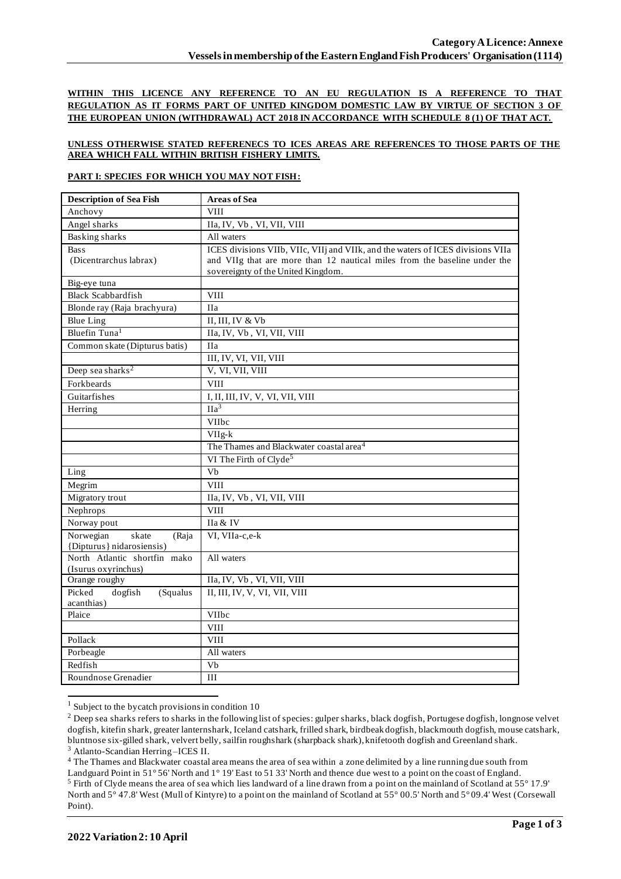**Category A Licence: Annexe**
**Vessels in membership of the Eastern England Fish Producers' Organisation (1114)**

**WITHIN THIS LICENCE ANY REFERENCE TO AN EU REGULATION IS A REFERENCE TO THAT REGULATION AS IT FORMS PART OF UNITED KINGDOM DOMESTIC LAW BY VIRTUE OF SECTION 3 OF THE EUROPEAN UNION (WITHDRAWAL) ACT 2018 IN ACCORDANCE WITH SCHEDULE 8 (1) OF THAT ACT.**

**UNLESS OTHERWISE STATED REFERENECS TO ICES AREAS ARE REFERENCES TO THOSE PARTS OF THE AREA WHICH FALL WITHIN BRITISH FISHERY LIMITS.**

**PART I: SPECIES FOR WHICH YOU MAY NOT FISH:**

| Description of Sea Fish | Areas of Sea |
|---|---|
| Anchovy | VIII |
| Angel sharks | IIa, IV, Vb , VI, VII, VIII |
| Basking sharks | All waters |
| Bass (Dicentrarchus labrax) | ICES divisions VIIb, VIIc, VIIj and VIIk, and the waters of ICES divisions VIIa and VIIg that are more than 12 nautical miles from the baseline under the sovereignty of the United Kingdom. |
| Big-eye tuna | |
| Black Scabbardfish | VIII |
| Blonde ray (Raja brachyura) | IIa |
| Blue Ling | II, III, IV & Vb |
| Bluefin Tuna[1] | IIa, IV, Vb , VI, VII, VIII |
| Common skate (Dipturus batis) | IIa |
| | III, IV, VI, VII, VIII |
| Deep sea sharks[2] | V, VI, VII, VIII |
| Forkbeards | VIII |
| Guitarfishes | I, II, III, IV, V, VI, VII, VIII |
| Herring | IIa[3] |
| | VIIbc |
| | VIIg-k |
| | The Thames and Blackwater coastal area[4] |
| | VI The Firth of Clyde[5] |
| Ling | Vb |
| Megrim | VIII |
| Migratory trout | IIa, IV, Vb , VI, VII, VIII |
| Nephrops | VIII |
| Norway pout | IIa & IV |
| Norwegian skate (Raja {Dipturus} nidarosiensis) | VI, VIIa-c,e-k |
| North Atlantic shortfin mako (Isurus oxyrinchus) | All waters |
| Orange roughy | IIa, IV, Vb , VI, VII, VIII |
| Picked dogfish (Squalus acanthias) | II, III, IV, V, VI, VII, VIII |
| Plaice | VIIbc |
| | VIII |
| Pollack | VIII |
| Porbeagle | All waters |
| Redfish | Vb |
| Roundnose Grenadier | III |

[1] Subject to the bycatch provisions in condition 10

[2] Deep sea sharks refers to sharks in the following list of species: gulper sharks, black dogfish, Portugese dogfish, longnose velvet dogfish, kitefin shark, greater lanternshark, Iceland catshark, frilled shark, birdbeak dogfish, blackmouth dogfish, mouse catshark, bluntnose six-gilled shark, velvert belly, sailfin roughshark (sharpback shark), knifetooth dogfish and Greenland shark.

[3] Atlanto-Scandian Herring –ICES II.

[4] The Thames and Blackwater coastal area means the area of sea within a zone delimited by a line running due south from Landguard Point in 51° 56' North and 1° 19' East to 51 33' North and thence due west to a point on the coast of England.

[5] Firth of Clyde means the area of sea which lies landward of a line drawn from a point on the mainland of Scotland at 55° 17.9' North and 5° 47.8' West (Mull of Kintyre) to a point on the mainland of Scotland at 55° 00.5' North and 5° 09.4' West (Corsewall Point).

**2022 Variation 2: 10 April**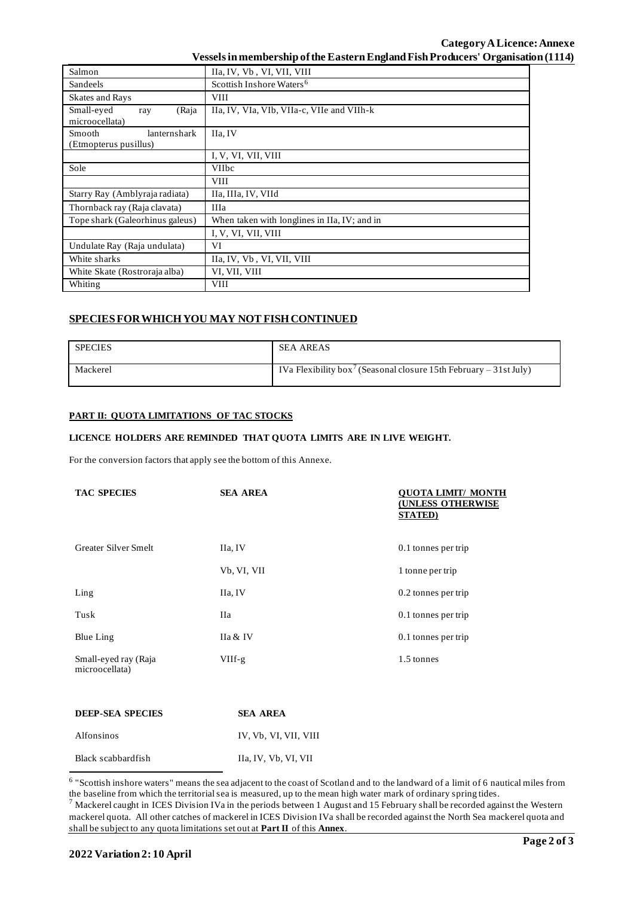| | |
|---|---|
| Salmon | IIa, IV, Vb , VI, VII, VIII |
| Sandeels | Scottish Inshore Waters[6] |
| Skates and Rays | VIII |
| Small-eyed ray (Raja microocellata) | IIa, IV, VIa, VIb, VIIa-c, VIIe and VIIh-k |
| Smooth lanternshark (Etmopterus pusillus) | IIa, IV |
| | I, V, VI, VII, VIII |
| Sole | VIIbc |
| | VIII |
| Starry Ray (Amblyraja radiata) | IIa, IIIa, IV, VIId |
| Thornback ray (Raja clavata) | IIIa |
| Tope shark (Galeorhinus galeus) | When taken with longlines in IIa, IV; and in |
| | I, V, VI, VII, VIII |
| Undulate Ray (Raja undulata) | VI |
| White sharks | IIa, IV, Vb , VI, VII, VIII |
| White Skate (Rostroraja alba) | VI, VII, VIII |
| Whiting | VIII |

## SPECIES FOR WHICH YOU MAY NOT FISH CONTINUED

| SPECIES | SEA AREAS |
|---|---|
| Mackerel | IVa Flexibility box[7] (Seasonal closure 15th February – 31st July) |

### PART II: QUOTA LIMITATIONS OF TAC STOCKS

**LICENCE HOLDERS ARE REMINDED THAT QUOTA LIMITS ARE IN LIVE WEIGHT.**

For the conversion factors that apply see the bottom of this Annexe.

| TAC SPECIES | SEA AREA | QUOTA LIMIT/ MONTH (UNLESS OTHERWISE STATED) |
|---|---|---|
| Greater Silver Smelt | IIa, IV | 0.1 tonnes per trip |
| | Vb, VI, VII | 1 tonne per trip |
| Ling | IIa, IV | 0.2 tonnes per trip |
| Tusk | IIa | 0.1 tonnes per trip |
| Blue Ling | IIa & IV | 0.1 tonnes per trip |
| Small-eyed ray (Raja microocellata) | VIIf-g | 1.5 tonnes |

| DEEP-SEA SPECIES | SEA AREA |
|---|---|
| Alfonsinos | IV, Vb, VI, VII, VIII |
| Black scabbardfish | IIa, IV, Vb, VI, VII |

[6] "Scottish inshore waters" means the sea adjacent to the coast of Scotland and to the landward of a limit of 6 nautical miles from the baseline from which the territorial sea is measured, up to the mean high water mark of ordinary spring tides.

[7] Mackerel caught in ICES Division IVa in the periods between 1 August and 15 February shall be recorded against the Western mackerel quota. All other catches of mackerel in ICES Division IVa shall be recorded against the North Sea mackerel quota and shall be subject to any quota limitations set out at **Part II** of this **Annex**.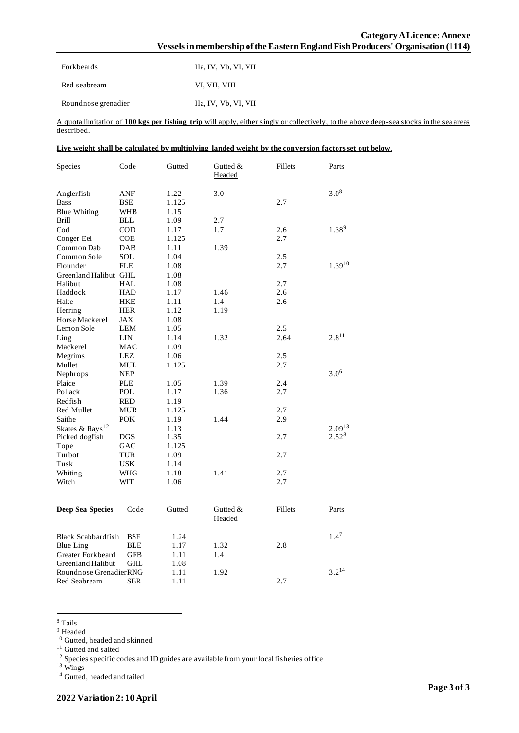| | |
|---|---|
| Forkbeards | IIa, IV, Vb, VI, VII |
| Red seabream | VI, VII, VIII |
| Roundnose grenadier | IIa, IV, Vb, VI, VII |

A quota limitation of **100 kgs per fishing trip** will apply, either singly or collectively, to the above deep-sea stocks in the sea areas described.

**Live weight shall be calculated by multiplying landed weight by the conversion factors set out below**.

| Species | Code | Gutted | Gutted & Headed | Fillets | Parts |
|---|---|---|---|---|---|
| Anglerfish | ANF | 1.22 | 3.0 | | 3.0[8] |
| Bass | BSE | 1.125 | | 2.7 | |
| Blue Whiting | WHB | 1.15 | | | |
| Brill | BLL | 1.09 | 2.7 | | |
| Cod | COD | 1.17 | 1.7 | 2.6 | 1.38[9] |
| Conger Eel | COE | 1.125 | | 2.7 | |
| Common Dab | DAB | 1.11 | 1.39 | | |
| Common Sole | SOL | 1.04 | | 2.5 | |
| Flounder | FLE | 1.08 | | 2.7 | 1.39[10] |
| Greenland Halibut | GHL | 1.08 | | | |
| Halibut | HAL | 1.08 | | 2.7 | |
| Haddock | HAD | 1.17 | 1.46 | 2.6 | |
| Hake | HKE | 1.11 | 1.4 | 2.6 | |
| Herring | HER | 1.12 | 1.19 | | |
| Horse Mackerel | JAX | 1.08 | | | |
| Lemon Sole | LEM | 1.05 | | 2.5 | |
| Ling | LIN | 1.14 | 1.32 | 2.64 | 2.8[11] |
| Mackerel | MAC | 1.09 | | | |
| Megrims | LEZ | 1.06 | | 2.5 | |
| Mullet | MUL | 1.125 | | 2.7 | |
| Nephrops | NEP | | | | 3.0[6] |
| Plaice | PLE | 1.05 | 1.39 | 2.4 | |
| Pollack | POL | 1.17 | 1.36 | 2.7 | |
| Redfish | RED | 1.19 | | | |
| Red Mullet | MUR | 1.125 | | 2.7 | |
| Saithe | POK | 1.19 | 1.44 | 2.9 | |
| Skates & Rays[12] | | 1.13 | | | 2.09[13] |
| Picked dogfish | DGS | 1.35 | | 2.7 | 2.52[8] |
| Tope | GAG | 1.125 | | | |
| Turbot | TUR | 1.09 | | 2.7 | |
| Tusk | USK | 1.14 | | | |
| Whiting | WHG | 1.18 | 1.41 | 2.7 | |
| Witch | WIT | 1.06 | | 2.7 | |

| **Deep Sea Species** | Code | Gutted | Gutted & Headed | Fillets | Parts |
|---|---|---|---|---|---|
| Black Scabbardfish | BSF | 1.24 | | | 1.4[7] |
| Blue Ling | BLE | 1.17 | 1.32 | 2.8 | |
| Greater Forkbeard | GFB | 1.11 | 1.4 | | |
| Greenland Halibut | GHL | 1.08 | | | |
| Roundnose Grenadier | RNG | 1.11 | 1.92 | | 3.2[14] |
| Red Seabream | SBR | 1.11 | | 2.7 | |

[8] Tails
[9] Headed
[10] Gutted, headed and skinned
[11] Gutted and salted
[12] Species specific codes and ID guides are available from your local fisheries office
[13] Wings
[14] Gutted, headed and tailed

**2022 Variation 2: 10 April**